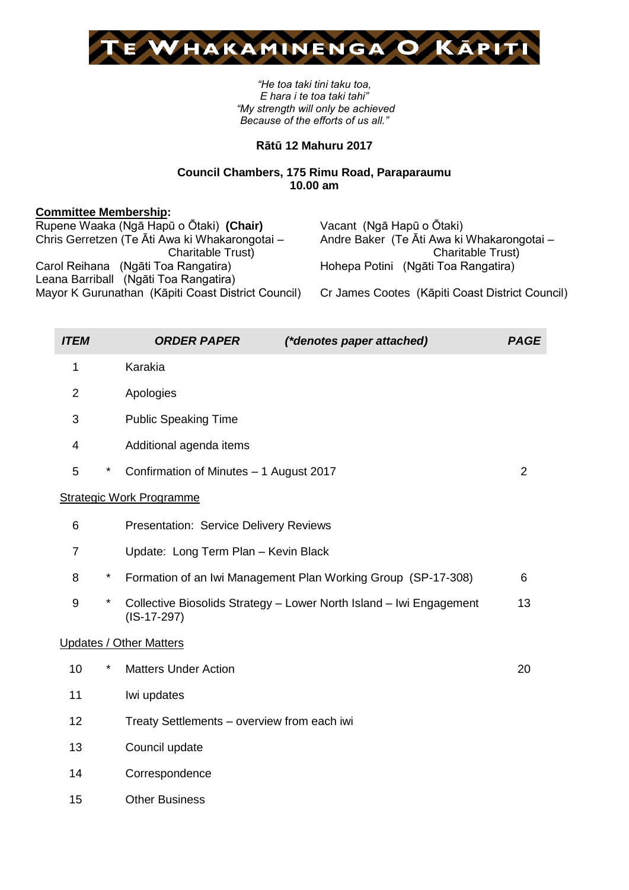# TE WHAKAMINENGA O KĀPITI

*"He toa taki tini taku toa,*
*E hara i te toa taki tahi"*
*"My strength will only be achieved*
*Because of the efforts of us all."*

**Rātū 12 Mahuru 2017**

**Council Chambers, 175 Rimu Road, Paraparaumu**
**10.00 am**

**Committee Membership:**

Rupene Waaka (Ngā Hapū o Ōtaki) **(Chair)**
Chris Gerretzen (Te Āti Awa ki Whakarongotai – Charitable Trust)
Carol Reihana (Ngāti Toa Rangatira)
Leana Barriball (Ngāti Toa Rangatira)
Mayor K Gurunathan (Kāpiti Coast District Council)

Vacant (Ngā Hapū o Ōtaki)
Andre Baker (Te Āti Awa ki Whakarongotai – Charitable Trust)
Hohepa Potini (Ngāti Toa Rangatira)
Cr James Cootes (Kāpiti Coast District Council)

| *ITEM* | | *ORDER PAPER* *(\*denotes paper attached)* | *PAGE* |
|---|---|---|---|
| 1 | | Karakia | |
| 2 | | Apologies | |
| 3 | | Public Speaking Time | |
| 4 | | Additional agenda items | |
| 5 | * | Confirmation of Minutes – 1 August 2017 | 2 |
| Strategic Work Programme | | | |
| 6 | | Presentation: Service Delivery Reviews | |
| 7 | | Update: Long Term Plan – Kevin Black | |
| 8 | * | Formation of an Iwi Management Plan Working Group (SP-17-308) | 6 |
| 9 | * | Collective Biosolids Strategy – Lower North Island – Iwi Engagement (IS-17-297) | 13 |
| Updates / Other Matters | | | |
| 10 | * | Matters Under Action | 20 |
| 11 | | Iwi updates | |
| 12 | | Treaty Settlements – overview from each iwi | |
| 13 | | Council update | |
| 14 | | Correspondence | |
| 15 | | Other Business | |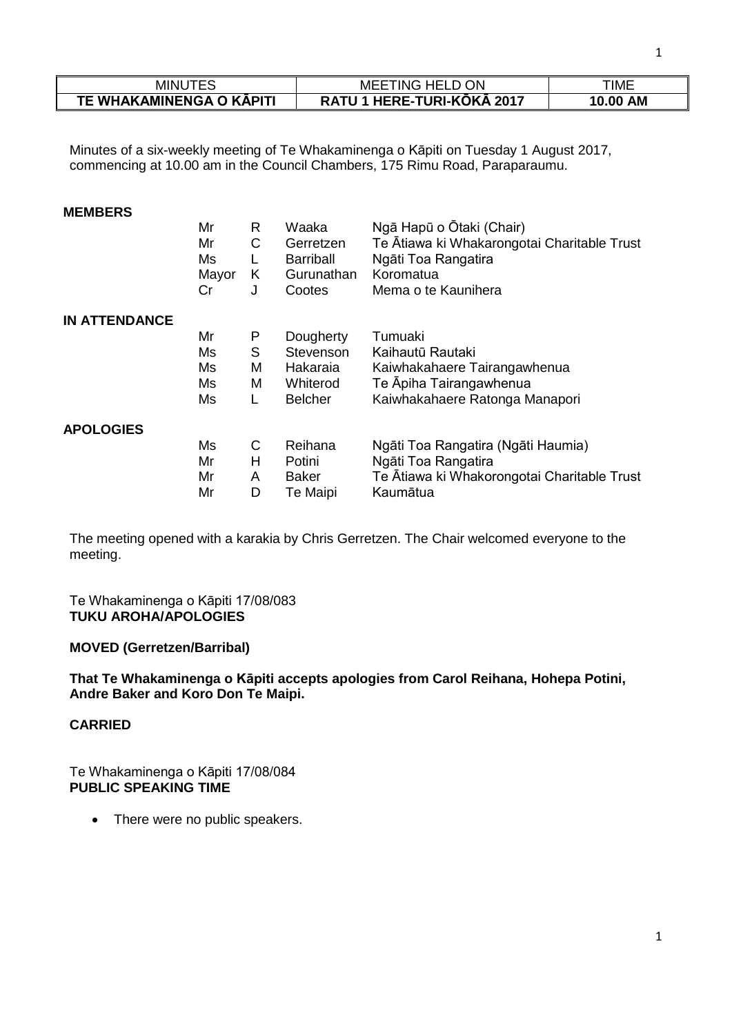| MINUTES | MEETING HELD ON | TIME |
| --- | --- | --- |
| **TE WHAKAMINENGA O KĀPITI** | **RATU 1 HERE-TURI-KŌKĀ 2017** | **10.00 AM** |

Minutes of a six-weekly meeting of Te Whakaminenga o Kāpiti on Tuesday 1 August 2017, commencing at 10.00 am in the Council Chambers, 175 Rimu Road, Paraparaumu.

**MEMBERS**

| | | | |
| --- | --- | --- | --- |
| Mr | R | Waaka | Ngā Hapū o Ōtaki (Chair) |
| Mr | C | Gerretzen | Te Ātiawa ki Whakarongotai Charitable Trust |
| Ms | L | Barriball | Ngāti Toa Rangatira |
| Mayor | K | Gurunathan | Koromatua |
| Cr | J | Cootes | Mema o te Kaunihera |

**IN ATTENDANCE**

| | | | |
| --- | --- | --- | --- |
| Mr | P | Dougherty | Tumuaki |
| Ms | S | Stevenson | Kaihautū Rautaki |
| Ms | M | Hakaraia | Kaiwhakahaere Tairangawhenua |
| Ms | M | Whiterod | Te Āpiha Tairangawhenua |
| Ms | L | Belcher | Kaiwhakahaere Ratonga Manapori |

**APOLOGIES**

| | | | |
| --- | --- | --- | --- |
| Ms | C | Reihana | Ngāti Toa Rangatira (Ngāti Haumia) |
| Mr | H | Potini | Ngāti Toa Rangatira |
| Mr | A | Baker | Te Ātiawa ki Whakorongotai Charitable Trust |
| Mr | D | Te Maipi | Kaumātua |

The meeting opened with a karakia by Chris Gerretzen. The Chair welcomed everyone to the meeting.

Te Whakaminenga o Kāpiti 17/08/083
**TUKU AROHA/APOLOGIES**

**MOVED (Gerretzen/Barribal)**

**That Te Whakaminenga o Kāpiti accepts apologies from Carol Reihana, Hohepa Potini, Andre Baker and Koro Don Te Maipi.**

**CARRIED**

Te Whakaminenga o Kāpiti 17/08/084
**PUBLIC SPEAKING TIME**

- There were no public speakers.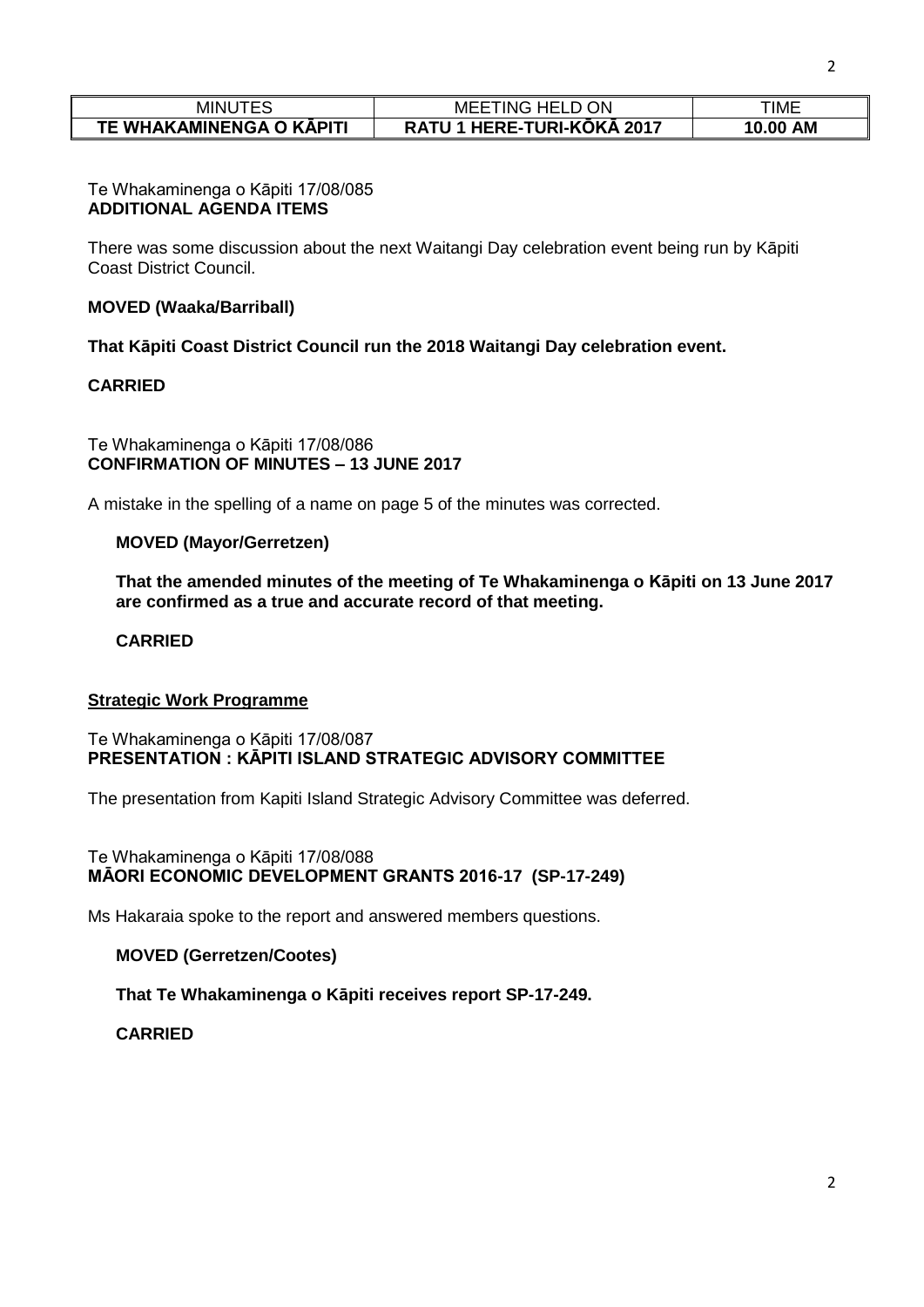| MINUTES | MEETING HELD ON | TIME |
|---|---|---|
| **TE WHAKAMINENGA O KĀPITI** | **RATU 1 HERE-TURI-KŌKĀ 2017** | **10.00 AM** |

Te Whakaminenga o Kāpiti 17/08/085
**ADDITIONAL AGENDA ITEMS**

There was some discussion about the next Waitangi Day celebration event being run by Kāpiti Coast District Council.

**MOVED (Waaka/Barriball)**

**That Kāpiti Coast District Council run the 2018 Waitangi Day celebration event.**

**CARRIED**

Te Whakaminenga o Kāpiti 17/08/086
**CONFIRMATION OF MINUTES – 13 JUNE 2017**

A mistake in the spelling of a name on page 5 of the minutes was corrected.

**MOVED (Mayor/Gerretzen)**

**That the amended minutes of the meeting of Te Whakaminenga o Kāpiti on 13 June 2017 are confirmed as a true and accurate record of that meeting.**

**CARRIED**

**Strategic Work Programme**

Te Whakaminenga o Kāpiti 17/08/087
**PRESENTATION : KĀPITI ISLAND STRATEGIC ADVISORY COMMITTEE**

The presentation from Kapiti Island Strategic Advisory Committee was deferred.

Te Whakaminenga o Kāpiti 17/08/088
**MĀORI ECONOMIC DEVELOPMENT GRANTS 2016-17 (SP-17-249)**

Ms Hakaraia spoke to the report and answered members questions.

**MOVED (Gerretzen/Cootes)**

**That Te Whakaminenga o Kāpiti receives report SP-17-249.**

**CARRIED**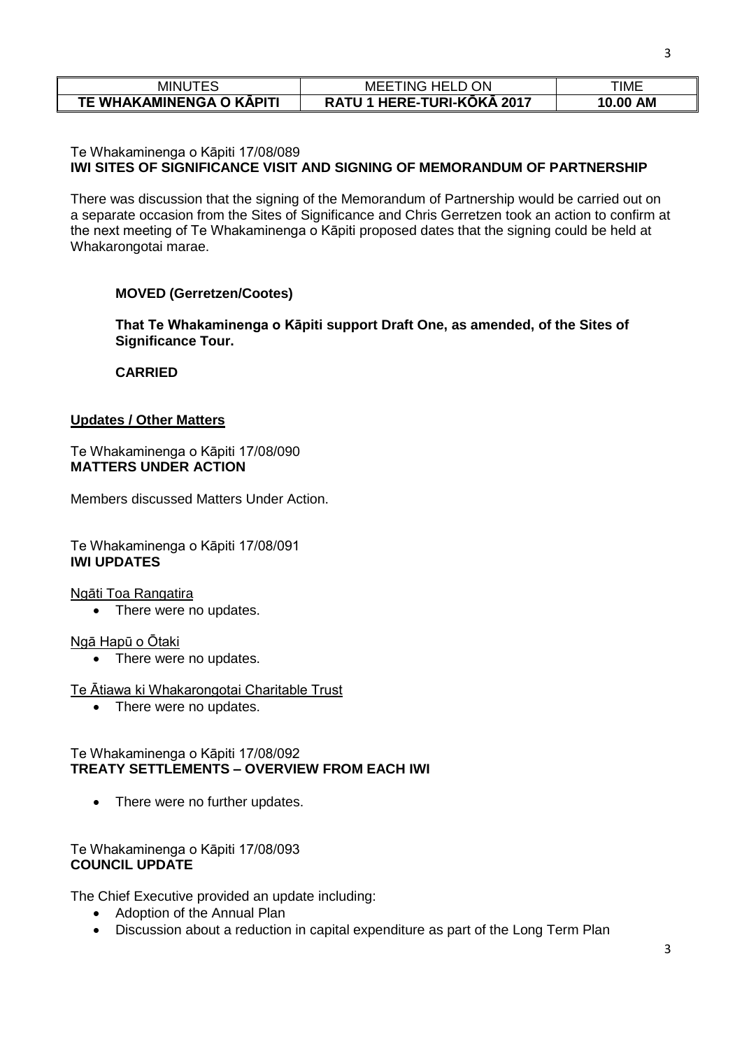| MINUTES | MEETING HELD ON | TIME |
|---|---|---|
| **TE WHAKAMINENGA O KĀPITI** | **RATU 1 HERE-TURI-KŌKĀ 2017** | **10.00 AM** |

Te Whakaminenga o Kāpiti 17/08/089
**IWI SITES OF SIGNIFICANCE VISIT AND SIGNING OF MEMORANDUM OF PARTNERSHIP**

There was discussion that the signing of the Memorandum of Partnership would be carried out on a separate occasion from the Sites of Significance and Chris Gerretzen took an action to confirm at the next meeting of Te Whakaminenga o Kāpiti proposed dates that the signing could be held at Whakarongotai marae.

**MOVED (Gerretzen/Cootes)**

**That Te Whakaminenga o Kāpiti support Draft One, as amended, of the Sites of Significance Tour.**

**CARRIED**

**Updates / Other Matters**

Te Whakaminenga o Kāpiti 17/08/090
**MATTERS UNDER ACTION**

Members discussed Matters Under Action.

Te Whakaminenga o Kāpiti 17/08/091
**IWI UPDATES**

Ngāti Toa Rangatira

- There were no updates.

Ngā Hapū o Ōtaki

- There were no updates.

Te Ātiawa ki Whakarongotai Charitable Trust

- There were no updates.

Te Whakaminenga o Kāpiti 17/08/092
**TREATY SETTLEMENTS – OVERVIEW FROM EACH IWI**

- There were no further updates.

Te Whakaminenga o Kāpiti 17/08/093
**COUNCIL UPDATE**

The Chief Executive provided an update including:

- Adoption of the Annual Plan
- Discussion about a reduction in capital expenditure as part of the Long Term Plan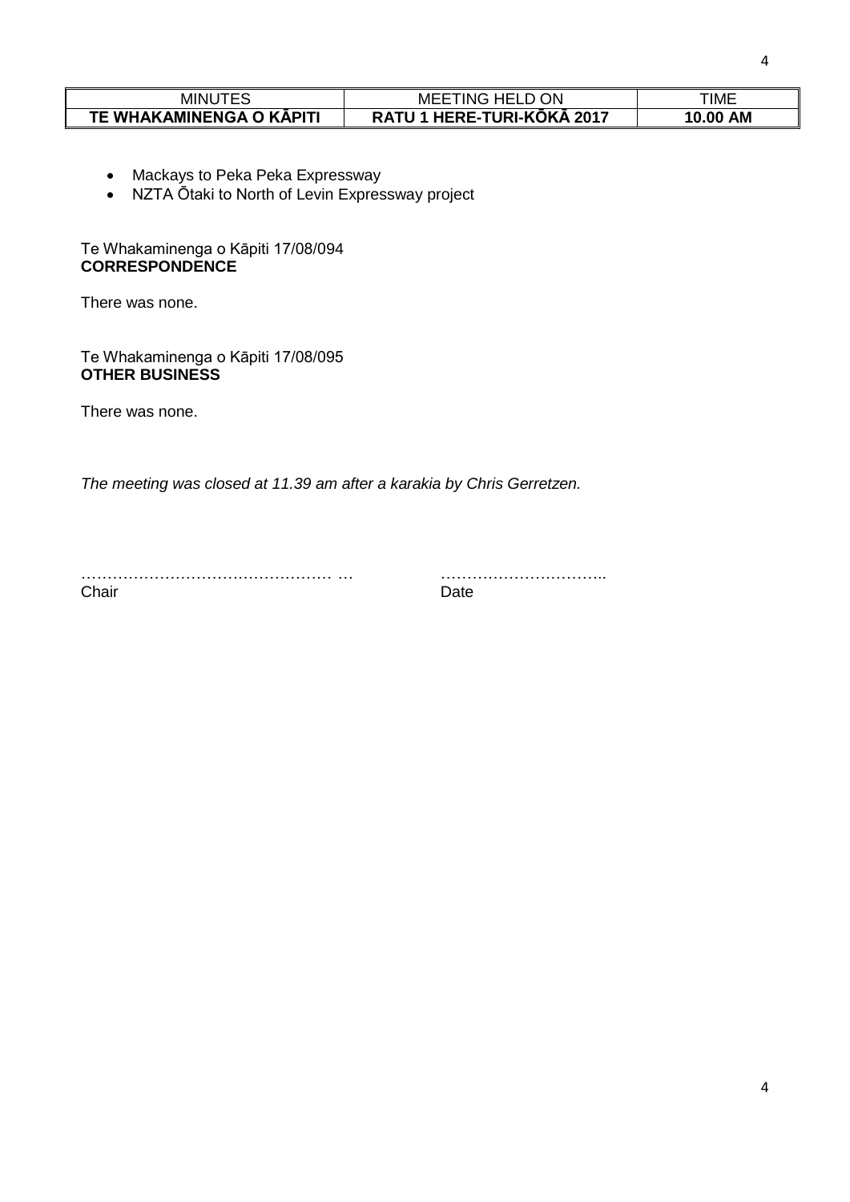- Mackays to Peka Peka Expressway
- NZTA Ōtaki to North of Levin Expressway project

Te Whakaminenga o Kāpiti 17/08/094
**CORRESPONDENCE**

There was none.

Te Whakaminenga o Kāpiti 17/08/095
**OTHER BUSINESS**

There was none.

*The meeting was closed at 11.39 am after a karakia by Chris Gerretzen.*

……………………………………… …    ………………………..
Chair    Date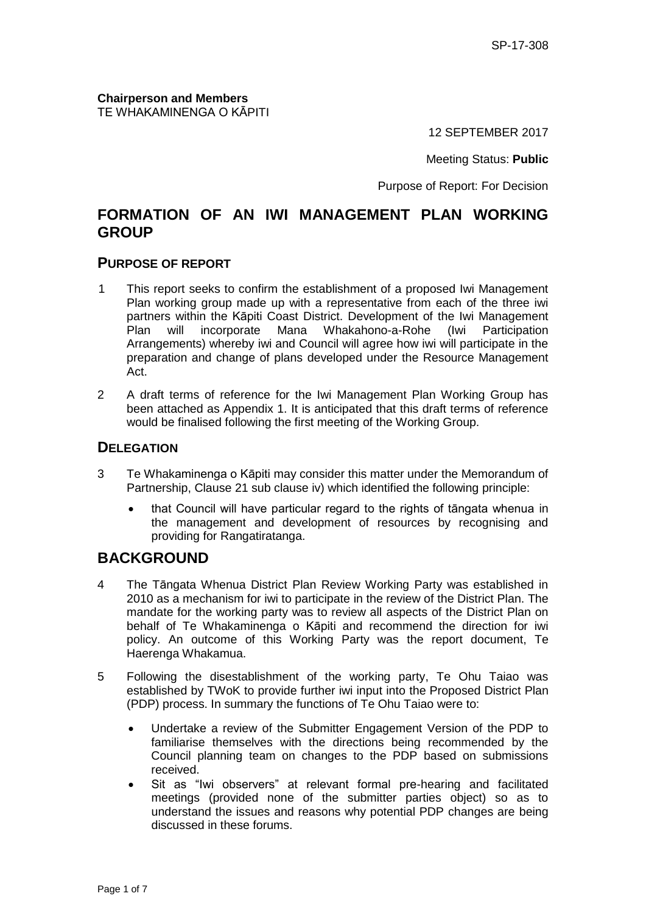SP-17-308

**Chairperson and Members**
TE WHAKAMINENGA O KĀPITI

12 SEPTEMBER 2017

Meeting Status: **Public**

Purpose of Report: For Decision

# FORMATION OF AN IWI MANAGEMENT PLAN WORKING GROUP

## PURPOSE OF REPORT

1 This report seeks to confirm the establishment of a proposed Iwi Management Plan working group made up with a representative from each of the three iwi partners within the Kāpiti Coast District. Development of the Iwi Management Plan will incorporate Mana Whakahono-a-Rohe (Iwi Participation Arrangements) whereby iwi and Council will agree how iwi will participate in the preparation and change of plans developed under the Resource Management Act.

2 A draft terms of reference for the Iwi Management Plan Working Group has been attached as Appendix 1. It is anticipated that this draft terms of reference would be finalised following the first meeting of the Working Group.

## DELEGATION

3 Te Whakaminenga o Kāpiti may consider this matter under the Memorandum of Partnership, Clause 21 sub clause iv) which identified the following principle:

- that Council will have particular regard to the rights of tāngata whenua in the management and development of resources by recognising and providing for Rangatiratanga.

## BACKGROUND

4 The Tāngata Whenua District Plan Review Working Party was established in 2010 as a mechanism for iwi to participate in the review of the District Plan. The mandate for the working party was to review all aspects of the District Plan on behalf of Te Whakaminenga o Kāpiti and recommend the direction for iwi policy. An outcome of this Working Party was the report document, Te Haerenga Whakamua.

5 Following the disestablishment of the working party, Te Ohu Taiao was established by TWoK to provide further iwi input into the Proposed District Plan (PDP) process. In summary the functions of Te Ohu Taiao were to:

- Undertake a review of the Submitter Engagement Version of the PDP to familiarise themselves with the directions being recommended by the Council planning team on changes to the PDP based on submissions received.
- Sit as "Iwi observers" at relevant formal pre-hearing and facilitated meetings (provided none of the submitter parties object) so as to understand the issues and reasons why potential PDP changes are being discussed in these forums.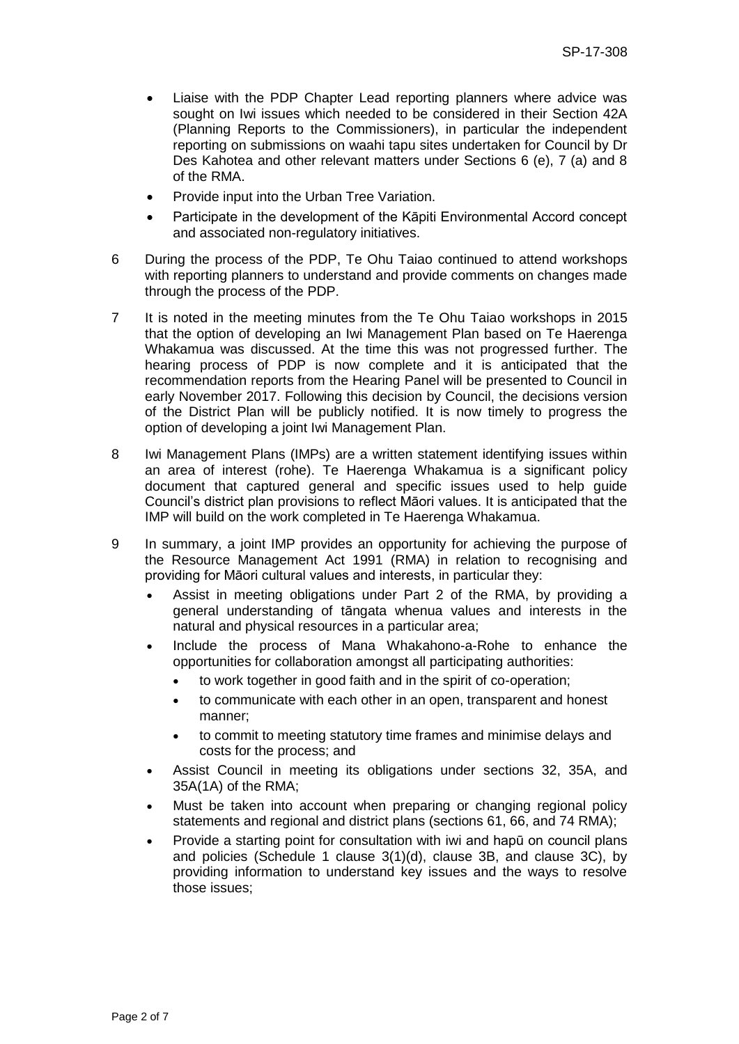- Liaise with the PDP Chapter Lead reporting planners where advice was sought on Iwi issues which needed to be considered in their Section 42A (Planning Reports to the Commissioners), in particular the independent reporting on submissions on waahi tapu sites undertaken for Council by Dr Des Kahotea and other relevant matters under Sections 6 (e), 7 (a) and 8 of the RMA.
- Provide input into the Urban Tree Variation.
- Participate in the development of the Kāpiti Environmental Accord concept and associated non-regulatory initiatives.

6 During the process of the PDP, Te Ohu Taiao continued to attend workshops with reporting planners to understand and provide comments on changes made through the process of the PDP.

7 It is noted in the meeting minutes from the Te Ohu Taiao workshops in 2015 that the option of developing an Iwi Management Plan based on Te Haerenga Whakamua was discussed. At the time this was not progressed further. The hearing process of PDP is now complete and it is anticipated that the recommendation reports from the Hearing Panel will be presented to Council in early November 2017. Following this decision by Council, the decisions version of the District Plan will be publicly notified. It is now timely to progress the option of developing a joint Iwi Management Plan.

8 Iwi Management Plans (IMPs) are a written statement identifying issues within an area of interest (rohe). Te Haerenga Whakamua is a significant policy document that captured general and specific issues used to help guide Council's district plan provisions to reflect Māori values. It is anticipated that the IMP will build on the work completed in Te Haerenga Whakamua.

9 In summary, a joint IMP provides an opportunity for achieving the purpose of the Resource Management Act 1991 (RMA) in relation to recognising and providing for Māori cultural values and interests, in particular they:
   - Assist in meeting obligations under Part 2 of the RMA, by providing a general understanding of tāngata whenua values and interests in the natural and physical resources in a particular area;
   - Include the process of Mana Whakahono-a-Rohe to enhance the opportunities for collaboration amongst all participating authorities:
     - to work together in good faith and in the spirit of co-operation;
     - to communicate with each other in an open, transparent and honest manner;
     - to commit to meeting statutory time frames and minimise delays and costs for the process; and
   - Assist Council in meeting its obligations under sections 32, 35A, and 35A(1A) of the RMA;
   - Must be taken into account when preparing or changing regional policy statements and regional and district plans (sections 61, 66, and 74 RMA);
   - Provide a starting point for consultation with iwi and hapū on council plans and policies (Schedule 1 clause 3(1)(d), clause 3B, and clause 3C), by providing information to understand key issues and the ways to resolve those issues;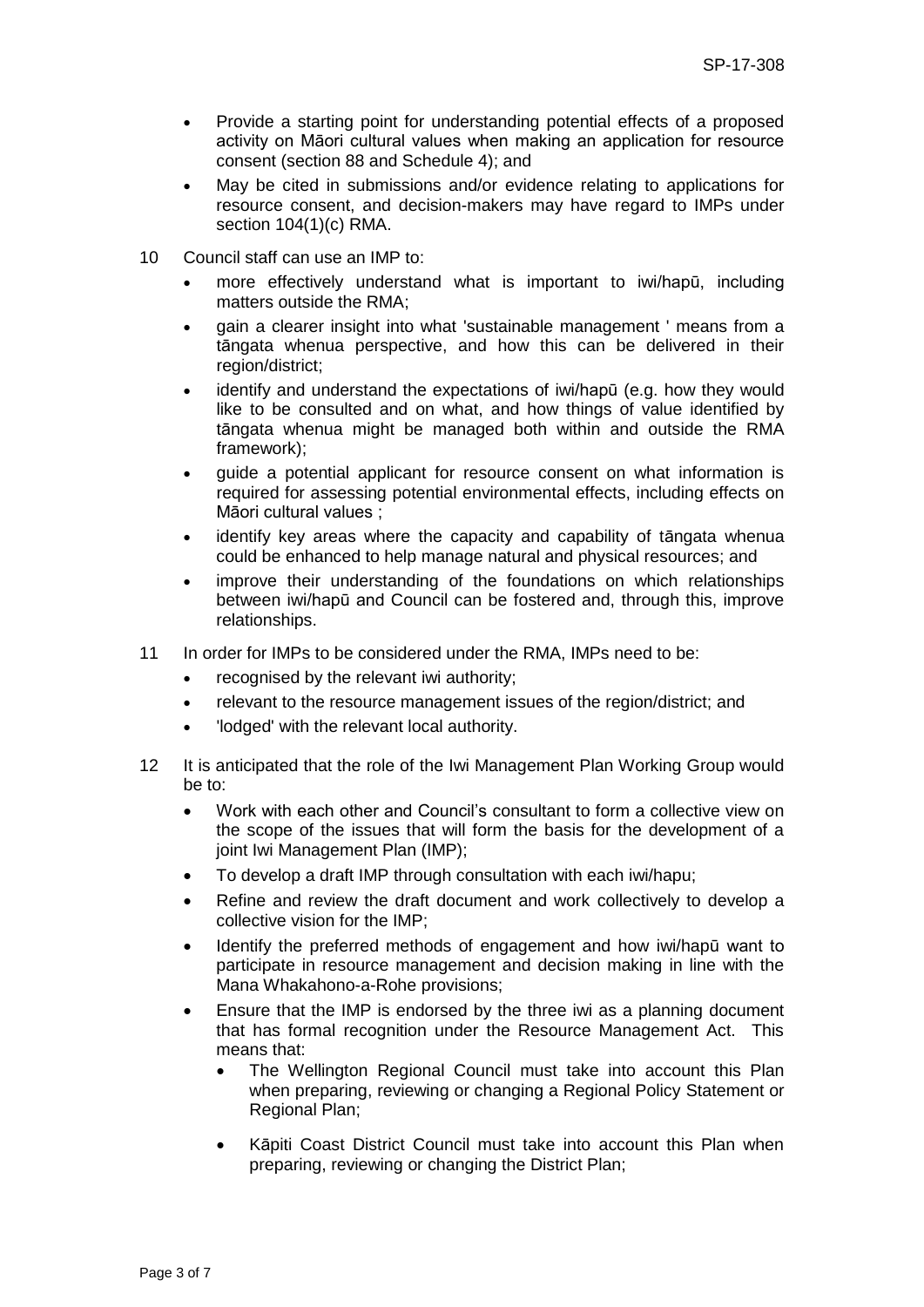- Provide a starting point for understanding potential effects of a proposed activity on Māori cultural values when making an application for resource consent (section 88 and Schedule 4); and
- May be cited in submissions and/or evidence relating to applications for resource consent, and decision-makers may have regard to IMPs under section 104(1)(c) RMA.

10 Council staff can use an IMP to:

- more effectively understand what is important to iwi/hapū, including matters outside the RMA;
- gain a clearer insight into what 'sustainable management ' means from a tāngata whenua perspective, and how this can be delivered in their region/district;
- identify and understand the expectations of iwi/hapū (e.g. how they would like to be consulted and on what, and how things of value identified by tāngata whenua might be managed both within and outside the RMA framework);
- guide a potential applicant for resource consent on what information is required for assessing potential environmental effects, including effects on Māori cultural values ;
- identify key areas where the capacity and capability of tāngata whenua could be enhanced to help manage natural and physical resources; and
- improve their understanding of the foundations on which relationships between iwi/hapū and Council can be fostered and, through this, improve relationships.

11 In order for IMPs to be considered under the RMA, IMPs need to be:

- recognised by the relevant iwi authority;
- relevant to the resource management issues of the region/district; and
- 'lodged' with the relevant local authority.

12 It is anticipated that the role of the Iwi Management Plan Working Group would be to:

- Work with each other and Council's consultant to form a collective view on the scope of the issues that will form the basis for the development of a joint Iwi Management Plan (IMP);
- To develop a draft IMP through consultation with each iwi/hapu;
- Refine and review the draft document and work collectively to develop a collective vision for the IMP;
- Identify the preferred methods of engagement and how iwi/hapū want to participate in resource management and decision making in line with the Mana Whakahono-a-Rohe provisions;
- Ensure that the IMP is endorsed by the three iwi as a planning document that has formal recognition under the Resource Management Act. This means that:
  - The Wellington Regional Council must take into account this Plan when preparing, reviewing or changing a Regional Policy Statement or Regional Plan;
  - Kāpiti Coast District Council must take into account this Plan when preparing, reviewing or changing the District Plan;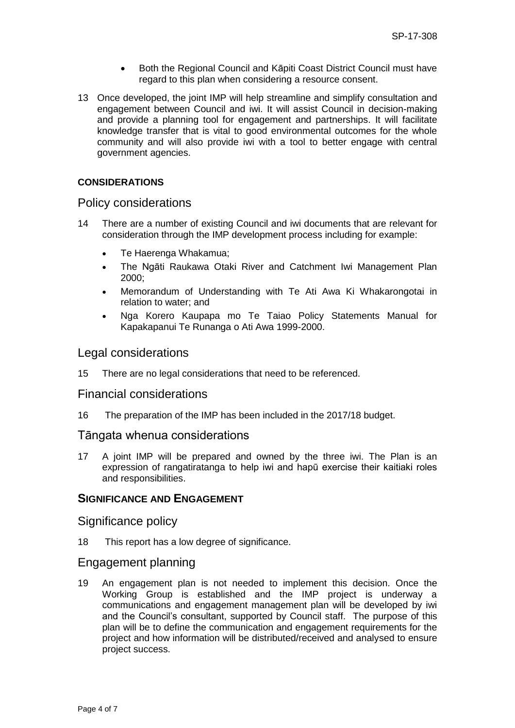- Both the Regional Council and Kāpiti Coast District Council must have regard to this plan when considering a resource consent.

13 Once developed, the joint IMP will help streamline and simplify consultation and engagement between Council and iwi. It will assist Council in decision-making and provide a planning tool for engagement and partnerships. It will facilitate knowledge transfer that is vital to good environmental outcomes for the whole community and will also provide iwi with a tool to better engage with central government agencies.

**CONSIDERATIONS**

## Policy considerations

14 There are a number of existing Council and iwi documents that are relevant for consideration through the IMP development process including for example:

- Te Haerenga Whakamua;
- The Ngāti Raukawa Otaki River and Catchment Iwi Management Plan 2000;
- Memorandum of Understanding with Te Ati Awa Ki Whakarongotai in relation to water; and
- Nga Korero Kaupapa mo Te Taiao Policy Statements Manual for Kapakapanui Te Runanga o Ati Awa 1999-2000.

## Legal considerations

15 There are no legal considerations that need to be referenced.

## Financial considerations

16 The preparation of the IMP has been included in the 2017/18 budget.

## Tāngata whenua considerations

17 A joint IMP will be prepared and owned by the three iwi. The Plan is an expression of rangatiratanga to help iwi and hapū exercise their kaitiaki roles and responsibilities.

**SIGNIFICANCE AND ENGAGEMENT**

## Significance policy

18 This report has a low degree of significance.

## Engagement planning

19 An engagement plan is not needed to implement this decision. Once the Working Group is established and the IMP project is underway a communications and engagement management plan will be developed by iwi and the Council's consultant, supported by Council staff. The purpose of this plan will be to define the communication and engagement requirements for the project and how information will be distributed/received and analysed to ensure project success.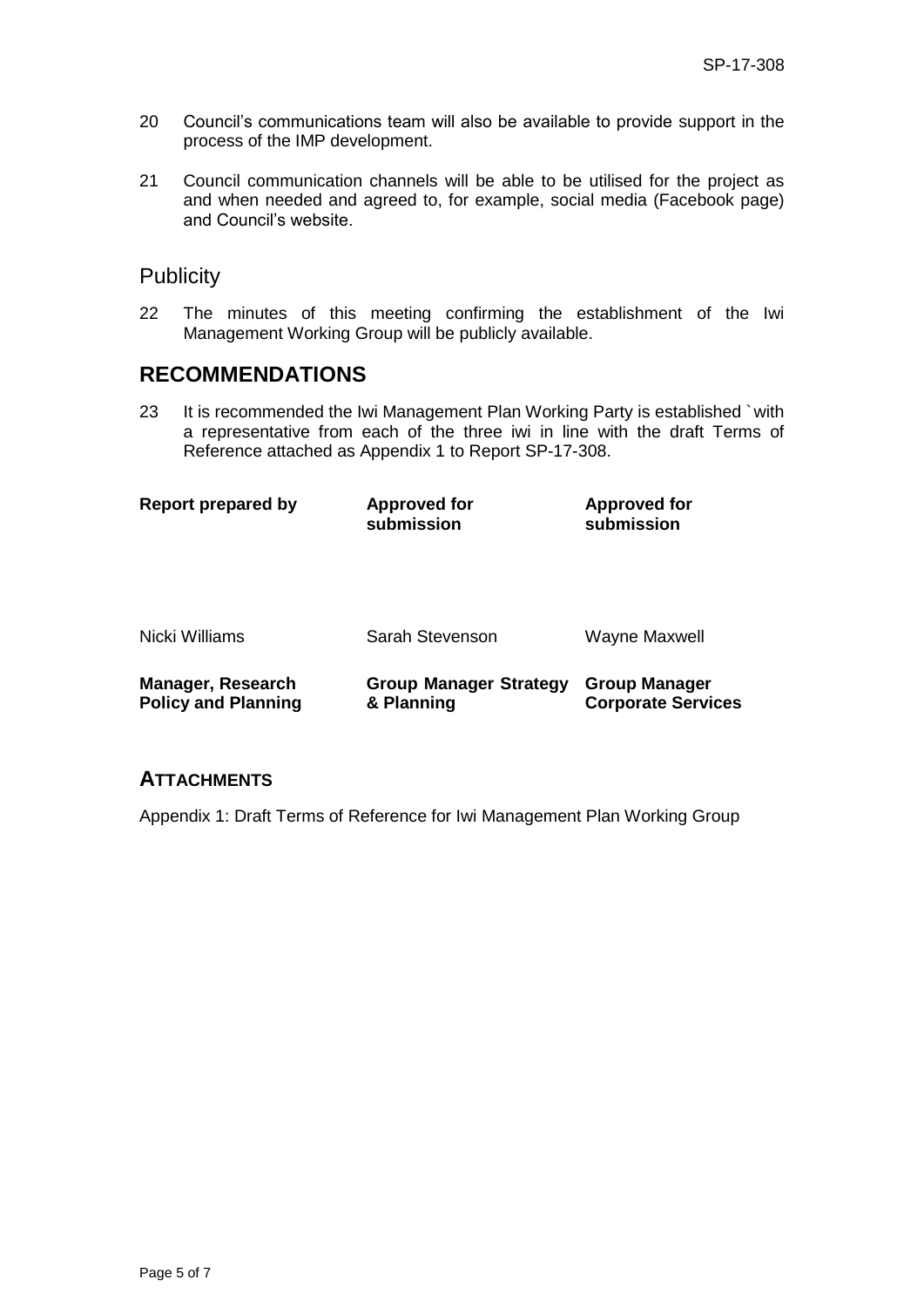20 Council's communications team will also be available to provide support in the process of the IMP development.

21 Council communication channels will be able to be utilised for the project as and when needed and agreed to, for example, social media (Facebook page) and Council's website.

## Publicity

22 The minutes of this meeting confirming the establishment of the Iwi Management Working Group will be publicly available.

# RECOMMENDATIONS

23 It is recommended the Iwi Management Plan Working Party is established `with a representative from each of the three iwi in line with the draft Terms of Reference attached as Appendix 1 to Report SP-17-308.

| **Report prepared by** | **Approved for submission** | **Approved for submission** |
|---|---|---|
| Nicki Williams | Sarah Stevenson | Wayne Maxwell |
| **Manager, Research Policy and Planning** | **Group Manager Strategy & Planning** | **Group Manager Corporate Services** |

## ATTACHMENTS

Appendix 1: Draft Terms of Reference for Iwi Management Plan Working Group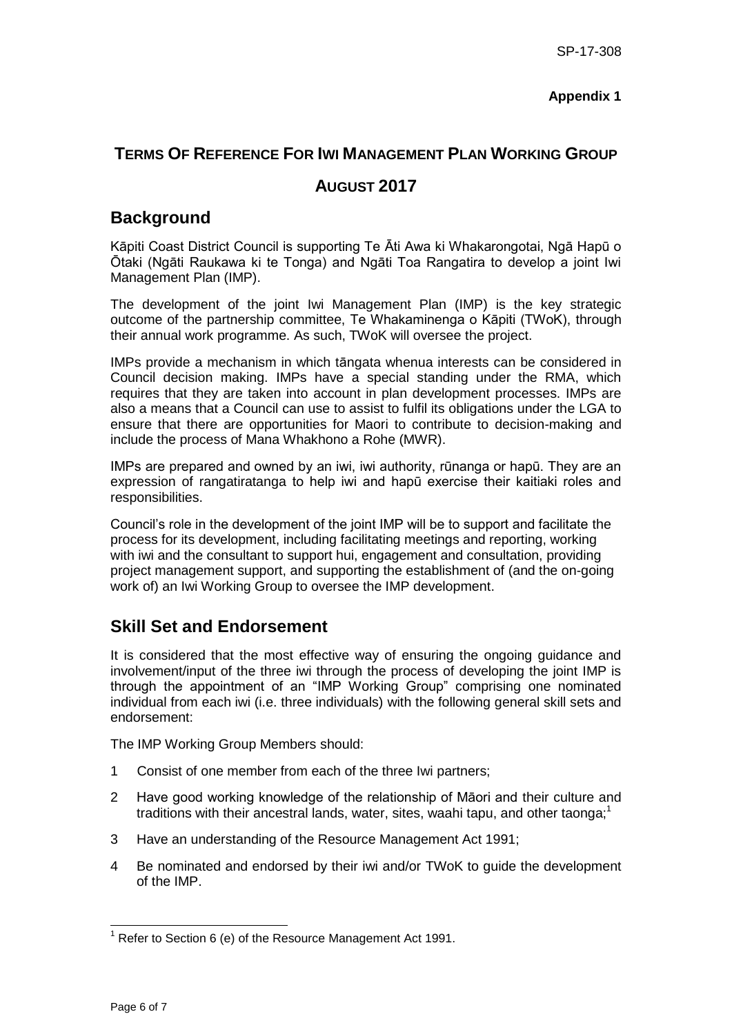SP-17-308

**Appendix 1**

## TERMS OF REFERENCE FOR IWI MANAGEMENT PLAN WORKING GROUP

## AUGUST 2017

## Background

Kāpiti Coast District Council is supporting Te Āti Awa ki Whakarongotai, Ngā Hapū o Ōtaki (Ngāti Raukawa ki te Tonga) and Ngāti Toa Rangatira to develop a joint Iwi Management Plan (IMP).

The development of the joint Iwi Management Plan (IMP) is the key strategic outcome of the partnership committee, Te Whakaminenga o Kāpiti (TWoK), through their annual work programme. As such, TWoK will oversee the project.

IMPs provide a mechanism in which tāngata whenua interests can be considered in Council decision making. IMPs have a special standing under the RMA, which requires that they are taken into account in plan development processes. IMPs are also a means that a Council can use to assist to fulfil its obligations under the LGA to ensure that there are opportunities for Maori to contribute to decision-making and include the process of Mana Whakhono a Rohe (MWR).

IMPs are prepared and owned by an iwi, iwi authority, rūnanga or hapū. They are an expression of rangatiratanga to help iwi and hapū exercise their kaitiaki roles and responsibilities.

Council's role in the development of the joint IMP will be to support and facilitate the process for its development, including facilitating meetings and reporting, working with iwi and the consultant to support hui, engagement and consultation, providing project management support, and supporting the establishment of (and the on-going work of) an Iwi Working Group to oversee the IMP development.

## Skill Set and Endorsement

It is considered that the most effective way of ensuring the ongoing guidance and involvement/input of the three iwi through the process of developing the joint IMP is through the appointment of an "IMP Working Group" comprising one nominated individual from each iwi (i.e. three individuals) with the following general skill sets and endorsement:

The IMP Working Group Members should:

1. Consist of one member from each of the three Iwi partners;
2. Have good working knowledge of the relationship of Māori and their culture and traditions with their ancestral lands, water, sites, waahi tapu, and other taonga;[1]
3. Have an understanding of the Resource Management Act 1991;
4. Be nominated and endorsed by their iwi and/or TWoK to guide the development of the IMP.

---

[1] Refer to Section 6 (e) of the Resource Management Act 1991.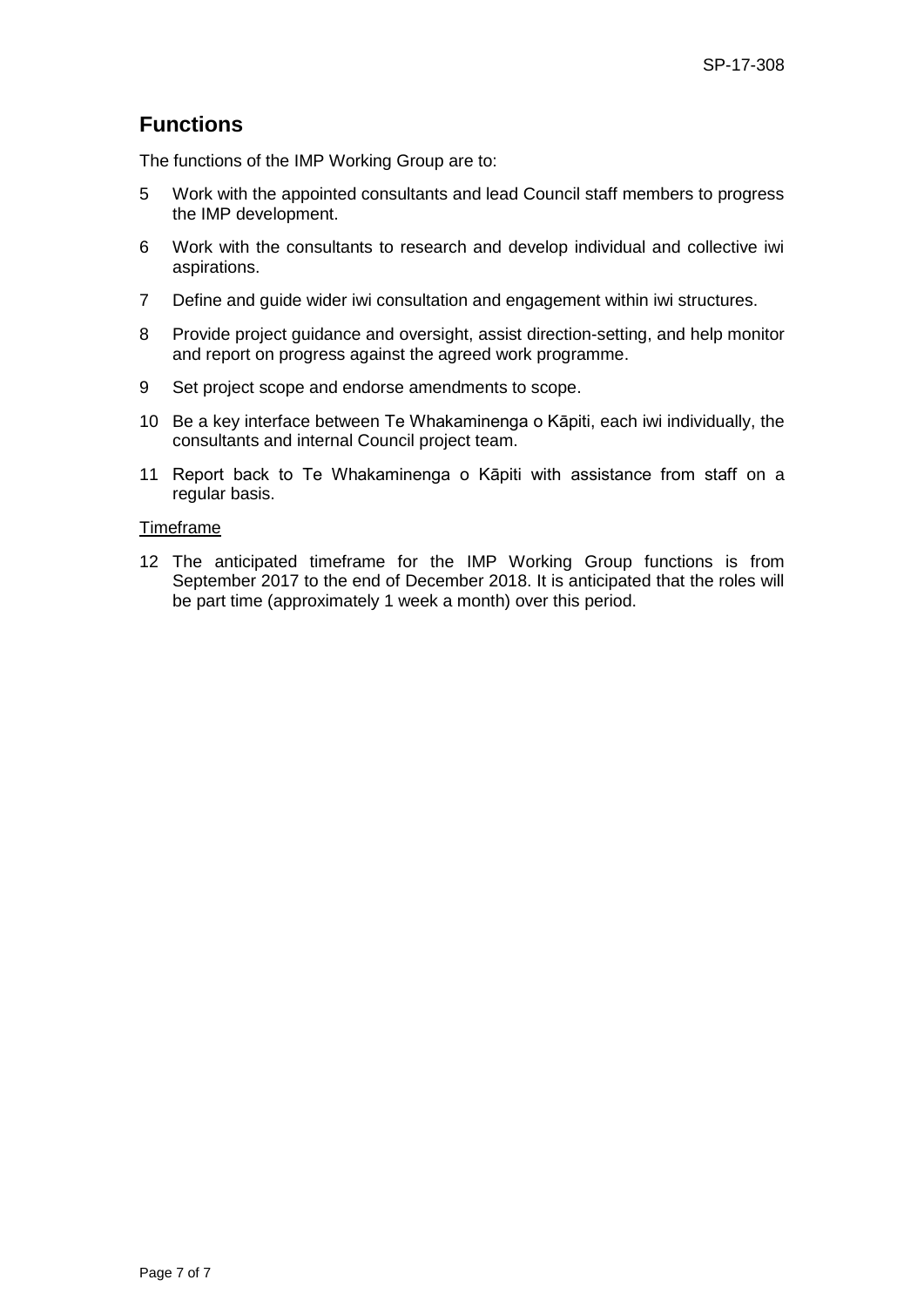## Functions

The functions of the IMP Working Group are to:

5 Work with the appointed consultants and lead Council staff members to progress the IMP development.

6 Work with the consultants to research and develop individual and collective iwi aspirations.

7 Define and guide wider iwi consultation and engagement within iwi structures.

8 Provide project guidance and oversight, assist direction-setting, and help monitor and report on progress against the agreed work programme.

9 Set project scope and endorse amendments to scope.

10 Be a key interface between Te Whakaminenga o Kāpiti, each iwi individually, the consultants and internal Council project team.

11 Report back to Te Whakaminenga o Kāpiti with assistance from staff on a regular basis.

Timeframe

12 The anticipated timeframe for the IMP Working Group functions is from September 2017 to the end of December 2018. It is anticipated that the roles will be part time (approximately 1 week a month) over this period.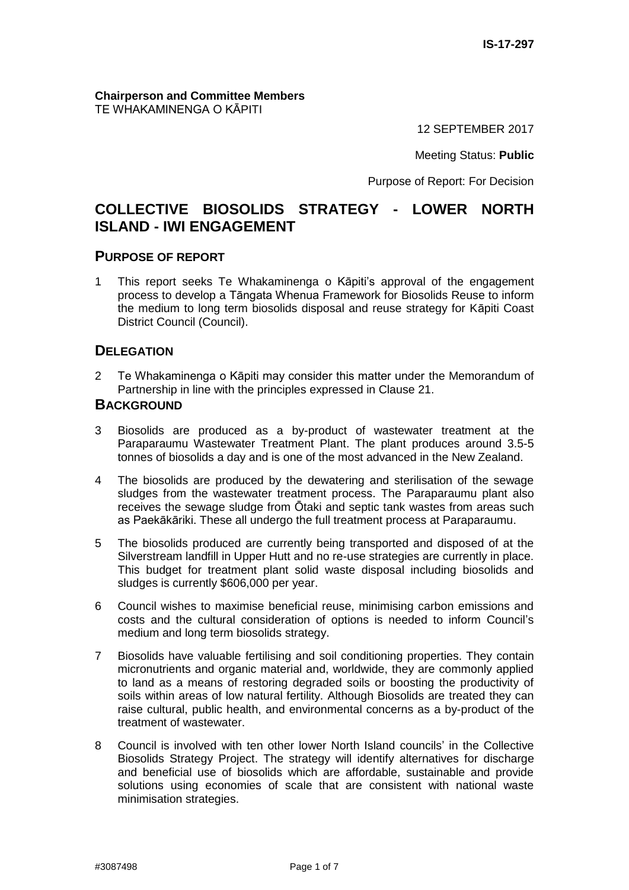IS-17-297

**Chairperson and Committee Members**
TE WHAKAMINENGA O KĀPITI

12 SEPTEMBER 2017

Meeting Status: **Public**

Purpose of Report: For Decision

# COLLECTIVE BIOSOLIDS STRATEGY - LOWER NORTH ISLAND - IWI ENGAGEMENT

## PURPOSE OF REPORT

1 This report seeks Te Whakaminenga o Kāpiti's approval of the engagement process to develop a Tāngata Whenua Framework for Biosolids Reuse to inform the medium to long term biosolids disposal and reuse strategy for Kāpiti Coast District Council (Council).

## DELEGATION

2 Te Whakaminenga o Kāpiti may consider this matter under the Memorandum of Partnership in line with the principles expressed in Clause 21.

## BACKGROUND

3 Biosolids are produced as a by-product of wastewater treatment at the Paraparaumu Wastewater Treatment Plant. The plant produces around 3.5-5 tonnes of biosolids a day and is one of the most advanced in the New Zealand.

4 The biosolids are produced by the dewatering and sterilisation of the sewage sludges from the wastewater treatment process. The Paraparaumu plant also receives the sewage sludge from Ōtaki and septic tank wastes from areas such as Paekākāriki. These all undergo the full treatment process at Paraparaumu.

5 The biosolids produced are currently being transported and disposed of at the Silverstream landfill in Upper Hutt and no re-use strategies are currently in place. This budget for treatment plant solid waste disposal including biosolids and sludges is currently $606,000 per year.

6 Council wishes to maximise beneficial reuse, minimising carbon emissions and costs and the cultural consideration of options is needed to inform Council's medium and long term biosolids strategy.

7 Biosolids have valuable fertilising and soil conditioning properties. They contain micronutrients and organic material and, worldwide, they are commonly applied to land as a means of restoring degraded soils or boosting the productivity of soils within areas of low natural fertility. Although Biosolids are treated they can raise cultural, public health, and environmental concerns as a by-product of the treatment of wastewater.

8 Council is involved with ten other lower North Island councils' in the Collective Biosolids Strategy Project. The strategy will identify alternatives for discharge and beneficial use of biosolids which are affordable, sustainable and provide solutions using economies of scale that are consistent with national waste minimisation strategies.

#3087498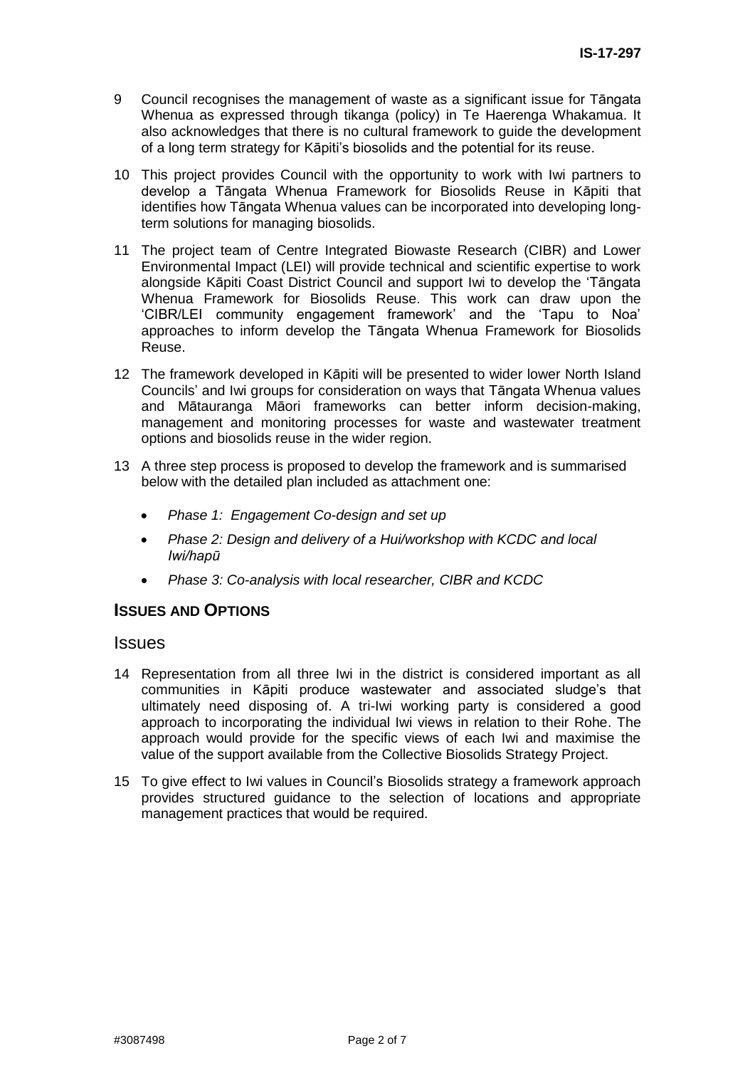9 Council recognises the management of waste as a significant issue for Tāngata Whenua as expressed through tikanga (policy) in Te Haerenga Whakamua. It also acknowledges that there is no cultural framework to guide the development of a long term strategy for Kāpiti's biosolids and the potential for its reuse.

10 This project provides Council with the opportunity to work with Iwi partners to develop a Tāngata Whenua Framework for Biosolids Reuse in Kāpiti that identifies how Tāngata Whenua values can be incorporated into developing long-term solutions for managing biosolids.

11 The project team of Centre Integrated Biowaste Research (CIBR) and Lower Environmental Impact (LEI) will provide technical and scientific expertise to work alongside Kāpiti Coast District Council and support Iwi to develop the 'Tāngata Whenua Framework for Biosolids Reuse. This work can draw upon the 'CIBR/LEI community engagement framework' and the 'Tapu to Noa' approaches to inform develop the Tāngata Whenua Framework for Biosolids Reuse.

12 The framework developed in Kāpiti will be presented to wider lower North Island Councils' and Iwi groups for consideration on ways that Tāngata Whenua values and Mātauranga Māori frameworks can better inform decision-making, management and monitoring processes for waste and wastewater treatment options and biosolids reuse in the wider region.

13 A three step process is proposed to develop the framework and is summarised below with the detailed plan included as attachment one:

- *Phase 1: Engagement Co-design and set up*
- *Phase 2: Design and delivery of a Hui/workshop with KCDC and local Iwi/hapū*
- *Phase 3: Co-analysis with local researcher, CIBR and KCDC*

## ISSUES AND OPTIONS

### Issues

14 Representation from all three Iwi in the district is considered important as all communities in Kāpiti produce wastewater and associated sludge's that ultimately need disposing of. A tri-Iwi working party is considered a good approach to incorporating the individual Iwi views in relation to their Rohe. The approach would provide for the specific views of each Iwi and maximise the value of the support available from the Collective Biosolids Strategy Project.

15 To give effect to Iwi values in Council's Biosolids strategy a framework approach provides structured guidance to the selection of locations and appropriate management practices that would be required.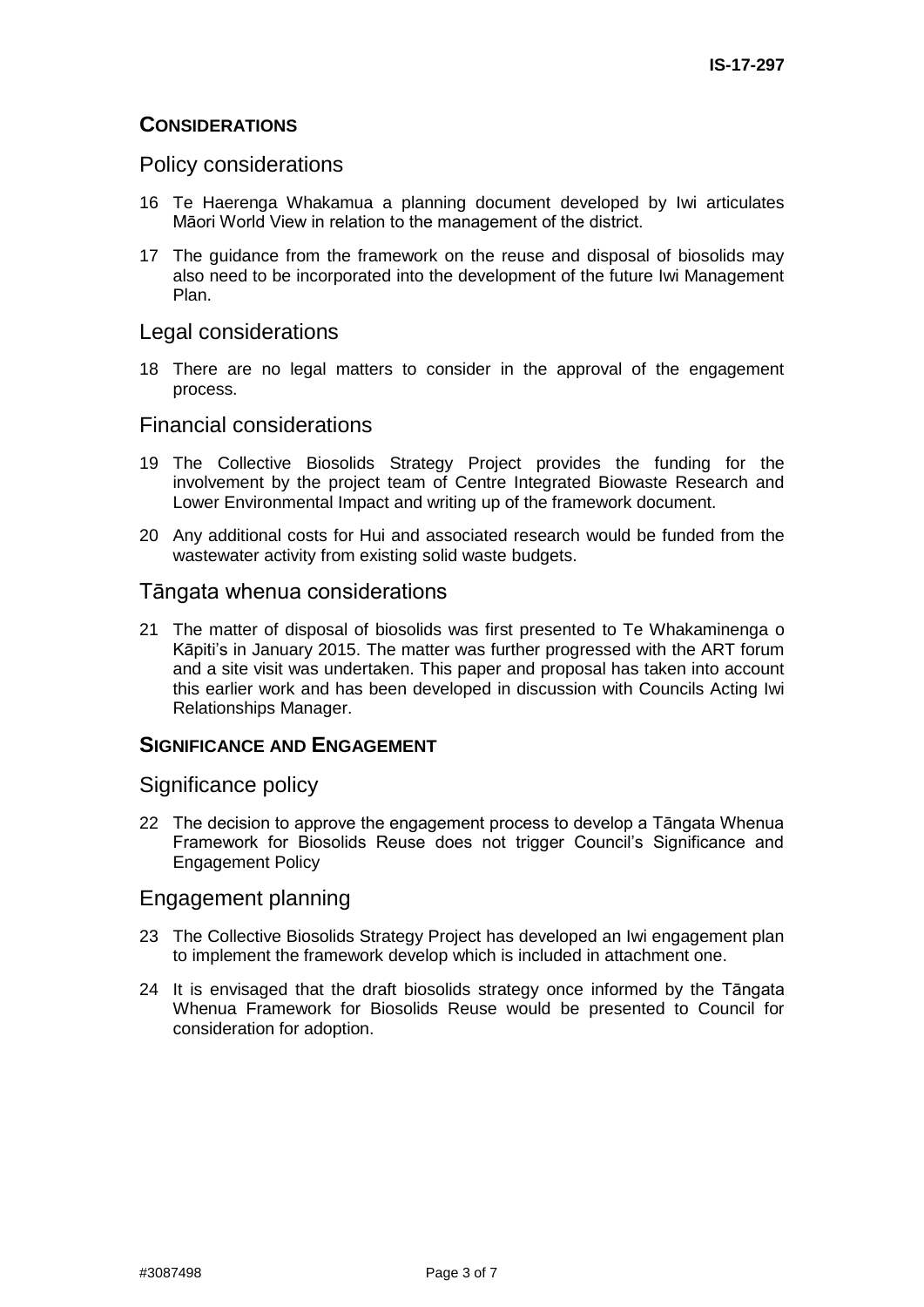## CONSIDERATIONS

### Policy considerations

16 Te Haerenga Whakamua a planning document developed by Iwi articulates Māori World View in relation to the management of the district.

17 The guidance from the framework on the reuse and disposal of biosolids may also need to be incorporated into the development of the future Iwi Management Plan.

### Legal considerations

18 There are no legal matters to consider in the approval of the engagement process.

### Financial considerations

19 The Collective Biosolids Strategy Project provides the funding for the involvement by the project team of Centre Integrated Biowaste Research and Lower Environmental Impact and writing up of the framework document.

20 Any additional costs for Hui and associated research would be funded from the wastewater activity from existing solid waste budgets.

### Tāngata whenua considerations

21 The matter of disposal of biosolids was first presented to Te Whakaminenga o Kāpiti's in January 2015. The matter was further progressed with the ART forum and a site visit was undertaken. This paper and proposal has taken into account this earlier work and has been developed in discussion with Councils Acting Iwi Relationships Manager.

## SIGNIFICANCE AND ENGAGEMENT

### Significance policy

22 The decision to approve the engagement process to develop a Tāngata Whenua Framework for Biosolids Reuse does not trigger Council's Significance and Engagement Policy

### Engagement planning

23 The Collective Biosolids Strategy Project has developed an Iwi engagement plan to implement the framework develop which is included in attachment one.

24 It is envisaged that the draft biosolids strategy once informed by the Tāngata Whenua Framework for Biosolids Reuse would be presented to Council for consideration for adoption.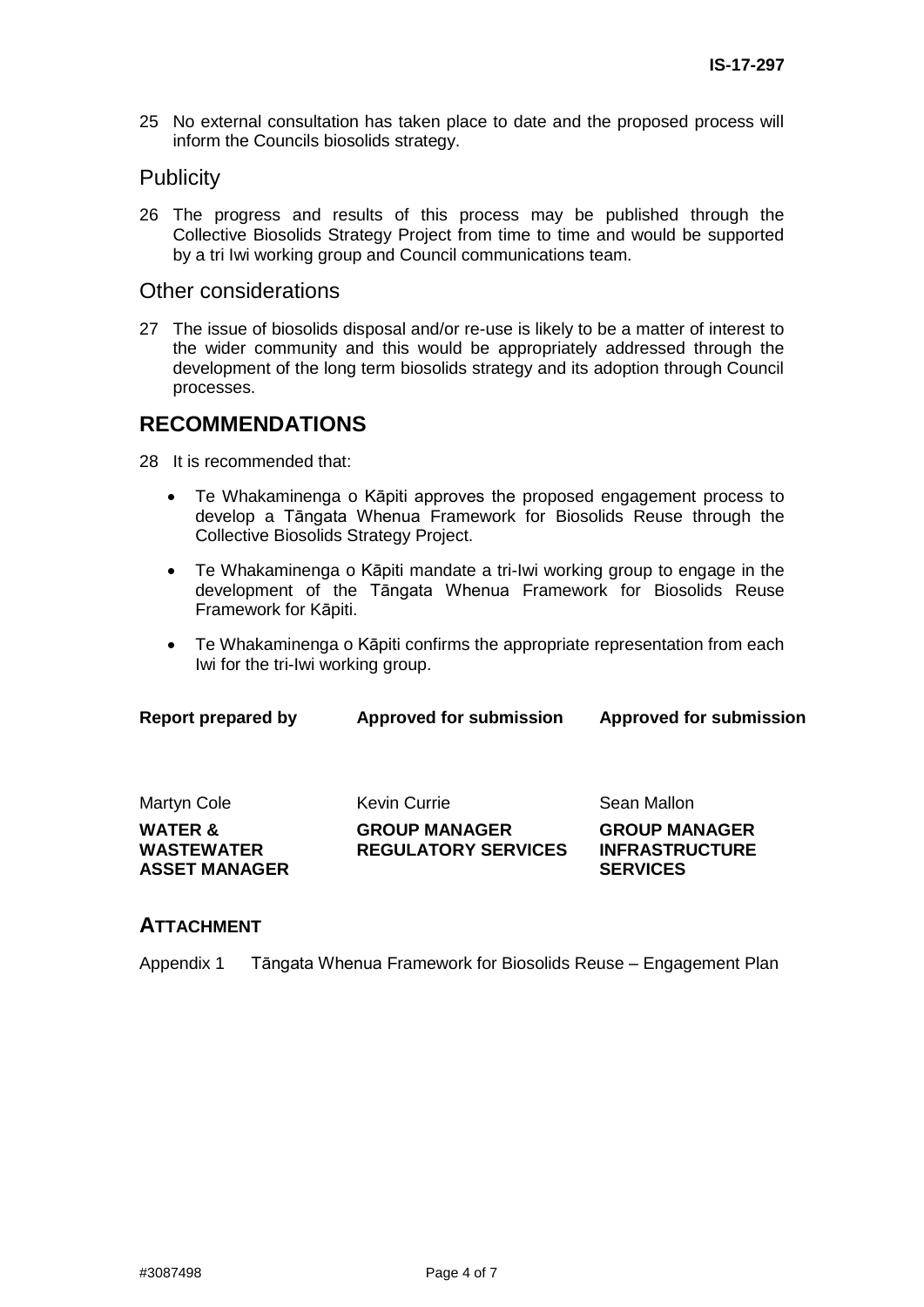25 No external consultation has taken place to date and the proposed process will inform the Councils biosolids strategy.

## Publicity

26 The progress and results of this process may be published through the Collective Biosolids Strategy Project from time to time and would be supported by a tri Iwi working group and Council communications team.

## Other considerations

27 The issue of biosolids disposal and/or re-use is likely to be a matter of interest to the wider community and this would be appropriately addressed through the development of the long term biosolids strategy and its adoption through Council processes.

# RECOMMENDATIONS

28 It is recommended that:

- Te Whakaminenga o Kāpiti approves the proposed engagement process to develop a Tāngata Whenua Framework for Biosolids Reuse through the Collective Biosolids Strategy Project.
- Te Whakaminenga o Kāpiti mandate a tri-Iwi working group to engage in the development of the Tāngata Whenua Framework for Biosolids Reuse Framework for Kāpiti.
- Te Whakaminenga o Kāpiti confirms the appropriate representation from each Iwi for the tri-Iwi working group.

| Report prepared by | Approved for submission | Approved for submission |
|---|---|---|
| Martyn Cole | Kevin Currie | Sean Mallon |
| **WATER & WASTEWATER ASSET MANAGER** | **GROUP MANAGER REGULATORY SERVICES** | **GROUP MANAGER INFRASTRUCTURE SERVICES** |

## ATTACHMENT

Appendix 1 Tāngata Whenua Framework for Biosolids Reuse – Engagement Plan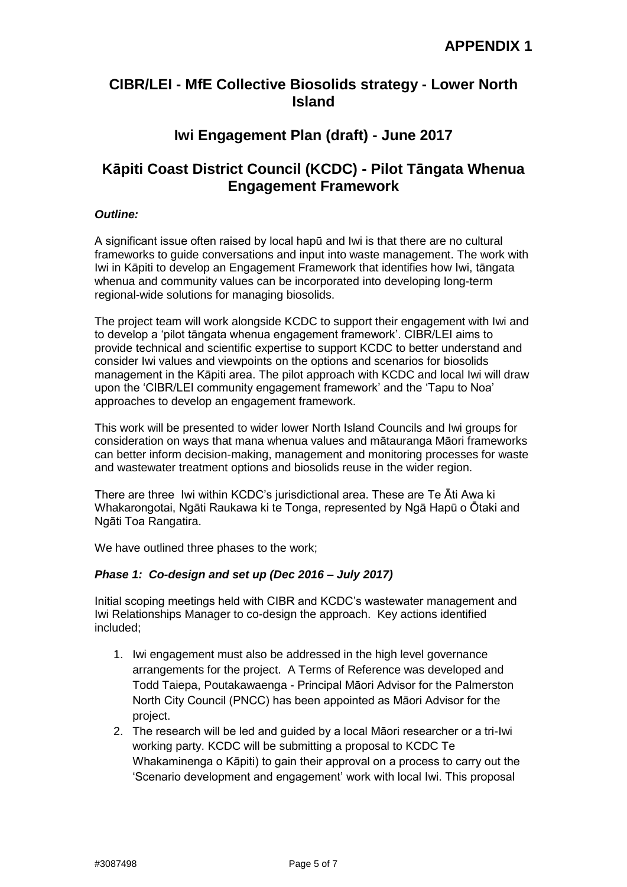**APPENDIX 1**

## CIBR/LEI - MfE Collective Biosolids strategy - Lower North Island

## Iwi Engagement Plan (draft) - June 2017

## Kāpiti Coast District Council (KCDC) - Pilot Tāngata Whenua Engagement Framework

***Outline:***

A significant issue often raised by local hapū and Iwi is that there are no cultural frameworks to guide conversations and input into waste management. The work with Iwi in Kāpiti to develop an Engagement Framework that identifies how Iwi, tāngata whenua and community values can be incorporated into developing long-term regional-wide solutions for managing biosolids.

The project team will work alongside KCDC to support their engagement with Iwi and to develop a 'pilot tāngata whenua engagement framework'. CIBR/LEI aims to provide technical and scientific expertise to support KCDC to better understand and consider Iwi values and viewpoints on the options and scenarios for biosolids management in the Kāpiti area. The pilot approach with KCDC and local Iwi will draw upon the 'CIBR/LEI community engagement framework' and the 'Tapu to Noa' approaches to develop an engagement framework.

This work will be presented to wider lower North Island Councils and Iwi groups for consideration on ways that mana whenua values and mātauranga Māori frameworks can better inform decision-making, management and monitoring processes for waste and wastewater treatment options and biosolids reuse in the wider region.

There are three Iwi within KCDC's jurisdictional area. These are Te Āti Awa ki Whakarongotai, Ngāti Raukawa ki te Tonga, represented by Ngā Hapū o Ōtaki and Ngāti Toa Rangatira.

We have outlined three phases to the work;

***Phase 1: Co-design and set up (Dec 2016 – July 2017)***

Initial scoping meetings held with CIBR and KCDC's wastewater management and Iwi Relationships Manager to co-design the approach. Key actions identified included;

1. Iwi engagement must also be addressed in the high level governance arrangements for the project. A Terms of Reference was developed and Todd Taiepa, Poutakawaenga - Principal Māori Advisor for the Palmerston North City Council (PNCC) has been appointed as Māori Advisor for the project.
2. The research will be led and guided by a local Māori researcher or a tri-Iwi working party. KCDC will be submitting a proposal to KCDC Te Whakaminenga o Kāpiti) to gain their approval on a process to carry out the 'Scenario development and engagement' work with local Iwi. This proposal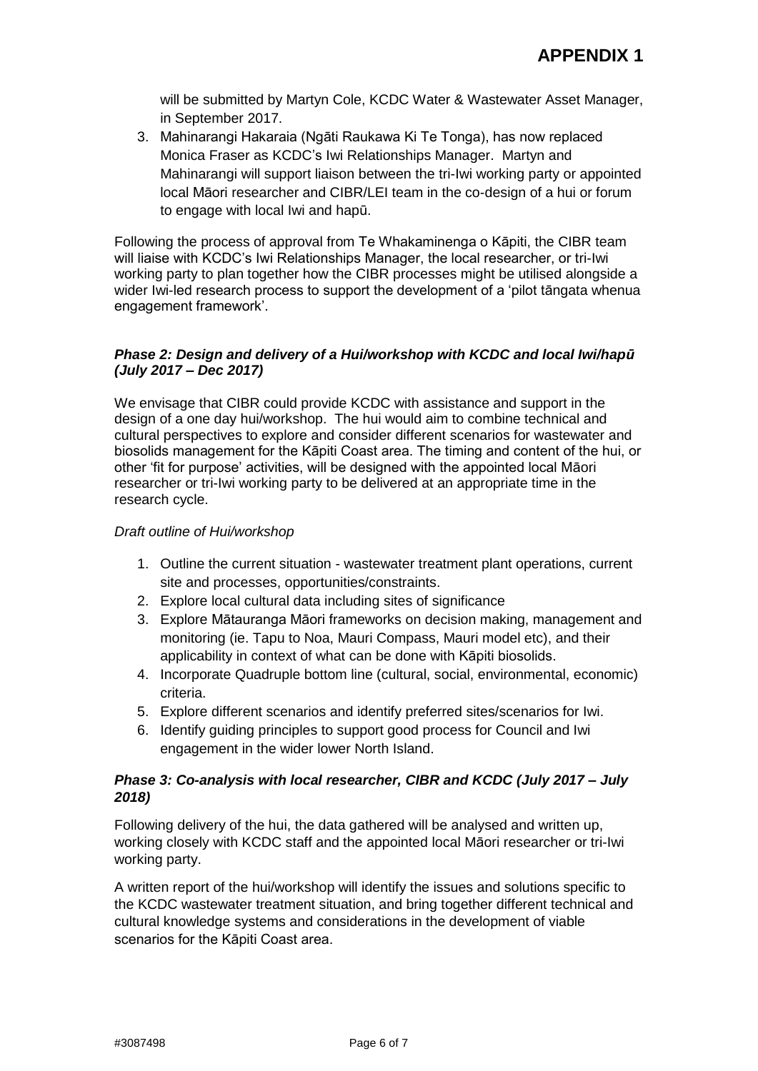will be submitted by Martyn Cole, KCDC Water & Wastewater Asset Manager, in September 2017.

3. Mahinarangi Hakaraia (Ngāti Raukawa Ki Te Tonga), has now replaced Monica Fraser as KCDC's Iwi Relationships Manager. Martyn and Mahinarangi will support liaison between the tri-Iwi working party or appointed local Māori researcher and CIBR/LEI team in the co-design of a hui or forum to engage with local Iwi and hapū.

Following the process of approval from Te Whakaminenga o Kāpiti, the CIBR team will liaise with KCDC's Iwi Relationships Manager, the local researcher, or tri-Iwi working party to plan together how the CIBR processes might be utilised alongside a wider Iwi-led research process to support the development of a 'pilot tāngata whenua engagement framework'.

***Phase 2: Design and delivery of a Hui/workshop with KCDC and local Iwi/hapū (July 2017 – Dec 2017)***

We envisage that CIBR could provide KCDC with assistance and support in the design of a one day hui/workshop. The hui would aim to combine technical and cultural perspectives to explore and consider different scenarios for wastewater and biosolids management for the Kāpiti Coast area. The timing and content of the hui, or other 'fit for purpose' activities, will be designed with the appointed local Māori researcher or tri-Iwi working party to be delivered at an appropriate time in the research cycle.

*Draft outline of Hui/workshop*

1. Outline the current situation - wastewater treatment plant operations, current site and processes, opportunities/constraints.
2. Explore local cultural data including sites of significance
3. Explore Mātauranga Māori frameworks on decision making, management and monitoring (ie. Tapu to Noa, Mauri Compass, Mauri model etc), and their applicability in context of what can be done with Kāpiti biosolids.
4. Incorporate Quadruple bottom line (cultural, social, environmental, economic) criteria.
5. Explore different scenarios and identify preferred sites/scenarios for Iwi.
6. Identify guiding principles to support good process for Council and Iwi engagement in the wider lower North Island.

***Phase 3: Co-analysis with local researcher, CIBR and KCDC (July 2017 – July 2018)***

Following delivery of the hui, the data gathered will be analysed and written up, working closely with KCDC staff and the appointed local Māori researcher or tri-Iwi working party.

A written report of the hui/workshop will identify the issues and solutions specific to the KCDC wastewater treatment situation, and bring together different technical and cultural knowledge systems and considerations in the development of viable scenarios for the Kāpiti Coast area.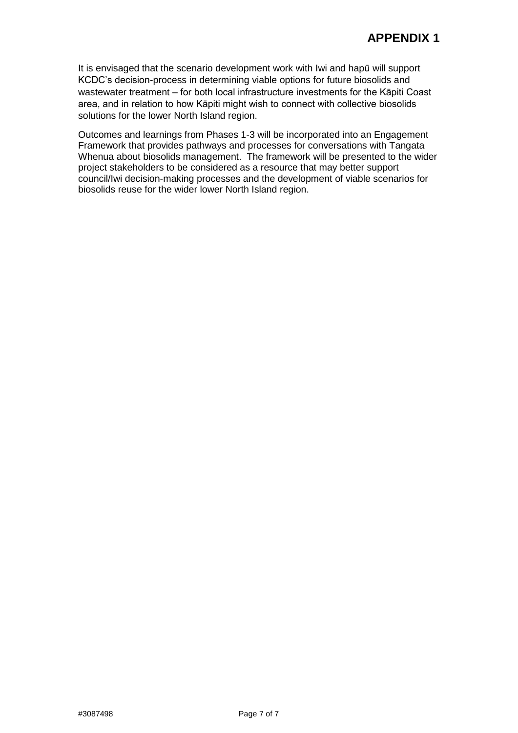It is envisaged that the scenario development work with Iwi and hapū will support KCDC's decision-process in determining viable options for future biosolids and wastewater treatment – for both local infrastructure investments for the Kāpiti Coast area, and in relation to how Kāpiti might wish to connect with collective biosolids solutions for the lower North Island region.

Outcomes and learnings from Phases 1-3 will be incorporated into an Engagement Framework that provides pathways and processes for conversations with Tangata Whenua about biosolids management. The framework will be presented to the wider project stakeholders to be considered as a resource that may better support council/Iwi decision-making processes and the development of viable scenarios for biosolids reuse for the wider lower North Island region.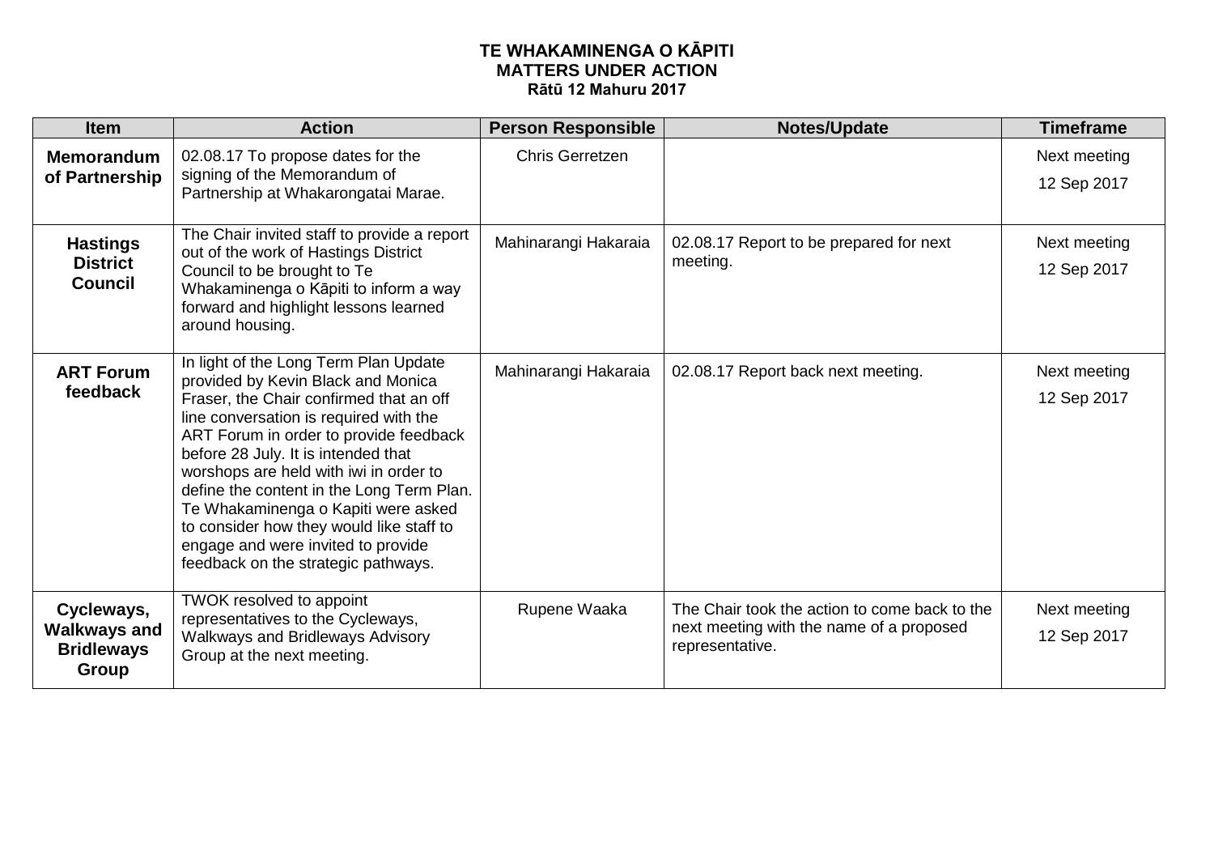**TE WHAKAMINENGA O KĀPITI**
**MATTERS UNDER ACTION**
**Rātū 12 Mahuru 2017**

| Item | Action | Person Responsible | Notes/Update | Timeframe |
|---|---|---|---|---|
| **Memorandum of Partnership** | 02.08.17 To propose dates for the signing of the Memorandum of Partnership at Whakarongatai Marae. | Chris Gerretzen | | Next meeting 12 Sep 2017 |
| **Hastings District Council** | The Chair invited staff to provide a report out of the work of Hastings District Council to be brought to Te Whakaminenga o Kāpiti to inform a way forward and highlight lessons learned around housing. | Mahinarangi Hakaraia | 02.08.17 Report to be prepared for next meeting. | Next meeting 12 Sep 2017 |
| **ART Forum feedback** | In light of the Long Term Plan Update provided by Kevin Black and Monica Fraser, the Chair confirmed that an off line conversation is required with the ART Forum in order to provide feedback before 28 July. It is intended that worshops are held with iwi in order to define the content in the Long Term Plan. Te Whakaminenga o Kapiti were asked to consider how they would like staff to engage and were invited to provide feedback on the strategic pathways. | Mahinarangi Hakaraia | 02.08.17 Report back next meeting. | Next meeting 12 Sep 2017 |
| **Cycleways, Walkways and Bridleways Group** | TWOK resolved to appoint representatives to the Cycleways, Walkways and Bridleways Advisory Group at the next meeting. | Rupene Waaka | The Chair took the action to come back to the next meeting with the name of a proposed representative. | Next meeting 12 Sep 2017 |